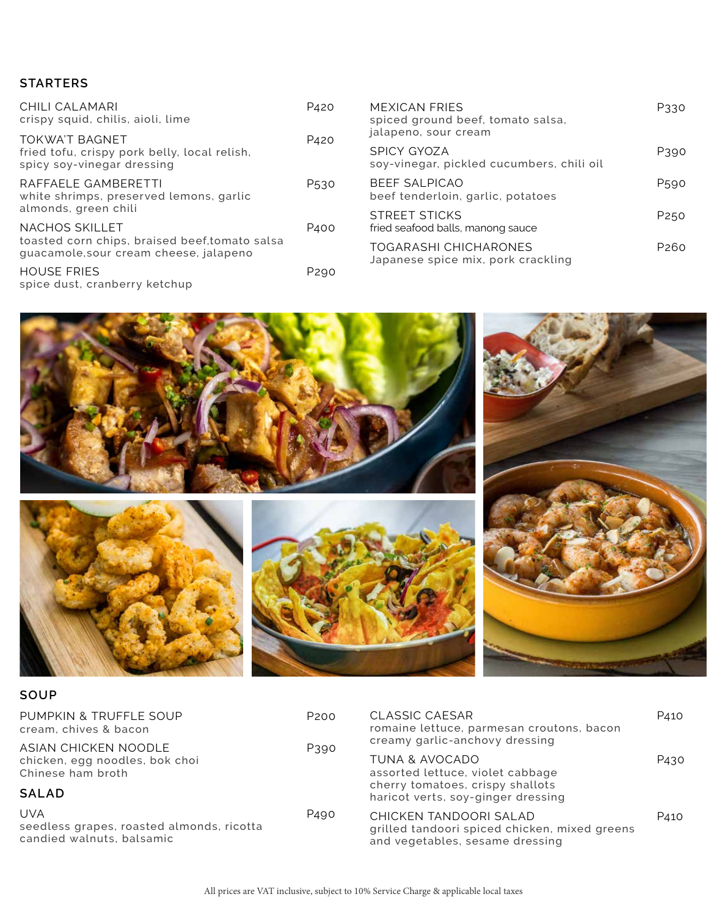## STARTERS

**CHILI CALAMARI** — P420
crispy squid, chilis, aioli, lime

**TOKWA'T BAGNET** — P420
fried tofu, crispy pork belly, local relish, spicy soy-vinegar dressing

**RAFFAELE GAMBERETTI** — P530
white shrimps, preserved lemons, garlic almonds, green chili

**NACHOS SKILLET** — P400
toasted corn chips, braised beef,tomato salsa guacamole,sour cream cheese, jalapeno

**HOUSE FRIES** — P290
spice dust, cranberry ketchup

**MEXICAN FRIES** — P330
spiced ground beef, tomato salsa, jalapeno, sour cream

**SPICY GYOZA** — P390
soy-vinegar, pickled cucumbers, chili oil

**BEEF SALPICAO** — P590
beef tenderloin, garlic, potatoes

**STREET STICKS** — P250
fried seafood balls, manong sauce

**TOGARASHI CHICHARONES** — P260
Japanese spice mix, pork crackling

## SOUP

**PUMPKIN & TRUFFLE SOUP** — P200
cream, chives & bacon

**ASIAN CHICKEN NOODLE** — P390
chicken, egg noodles, bok choi Chinese ham broth

## SALAD

**UVA** — P490
seedless grapes, roasted almonds, ricotta candied walnuts, balsamic

**CLASSIC CAESAR** — P410
romaine lettuce, parmesan croutons, bacon creamy garlic-anchovy dressing

**TUNA & AVOCADO** — P430
assorted lettuce, violet cabbage cherry tomatoes, crispy shallots haricot verts, soy-ginger dressing

**CHICKEN TANDOORI SALAD** — P410
grilled tandoori spiced chicken, mixed greens and vegetables, sesame dressing

All prices are VAT inclusive, subject to 10% Service Charge & applicable local taxes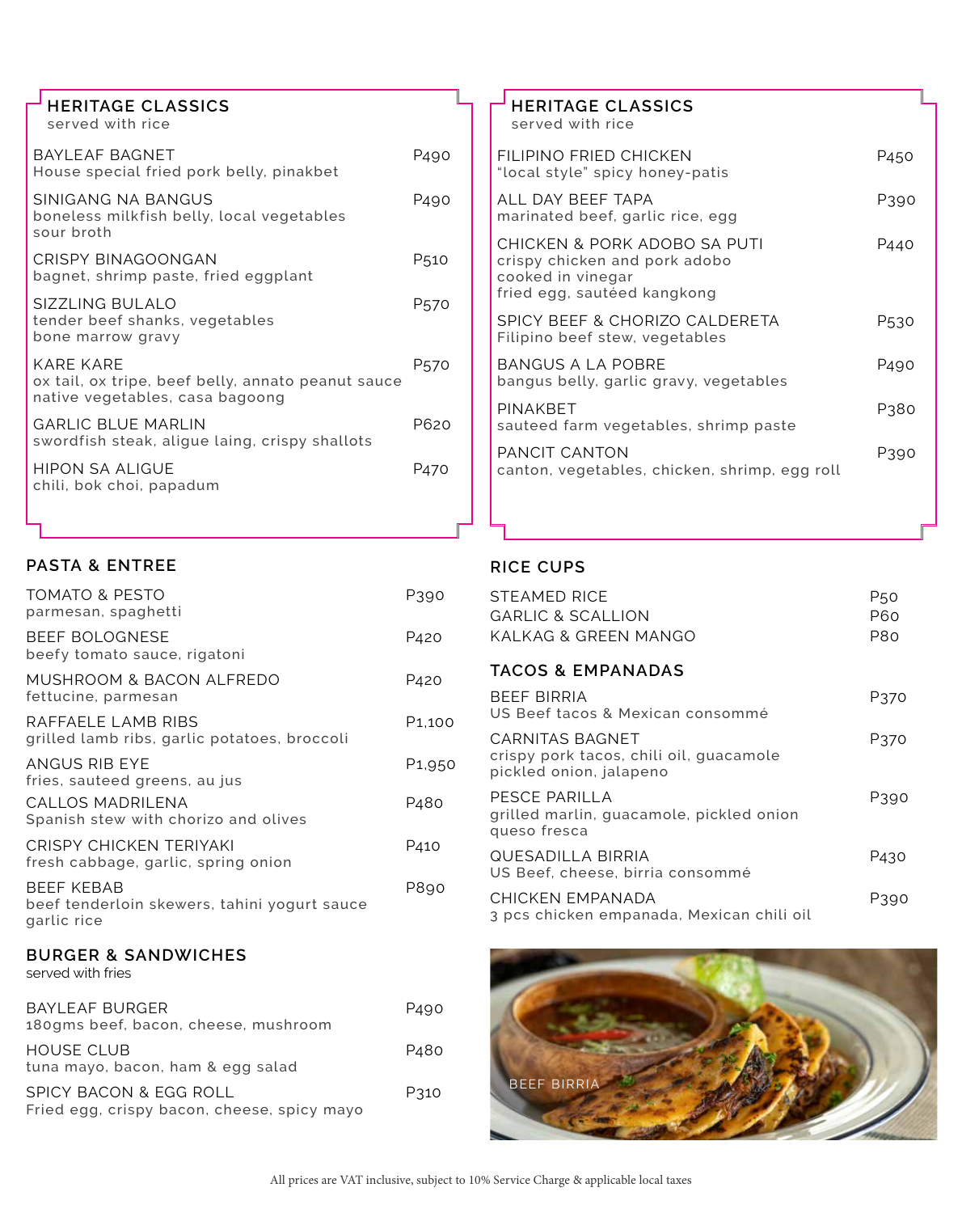## HERITAGE CLASSICS
served with rice

| Item | Price |
|---|---|
| BAYLEAF BAGNET<br>House special fried pork belly, pinakbet | P490 |
| SINIGANG NA BANGUS<br>boneless milkfish belly, local vegetables<br>sour broth | P490 |
| CRISPY BINAGOONGAN<br>bagnet, shrimp paste, fried eggplant | P510 |
| SIZZLING BULALO<br>tender beef shanks, vegetables<br>bone marrow gravy | P570 |
| KARE KARE<br>ox tail, ox tripe, beef belly, annato peanut sauce<br>native vegetables, casa bagoong | P570 |
| GARLIC BLUE MARLIN<br>swordfish steak, aligue laing, crispy shallots | P620 |
| HIPON SA ALIGUE<br>chili, bok choi, papadum | P470 |

## HERITAGE CLASSICS
served with rice

| Item | Price |
|---|---|
| FILIPINO FRIED CHICKEN<br>"local style" spicy honey-patis | P450 |
| ALL DAY BEEF TAPA<br>marinated beef, garlic rice, egg | P390 |
| CHICKEN & PORK ADOBO SA PUTI<br>crispy chicken and pork adobo<br>cooked in vinegar<br>fried egg, sautéed kangkong | P440 |
| SPICY BEEF & CHORIZO CALDERETA<br>Filipino beef stew, vegetables | P530 |
| BANGUS A LA POBRE<br>bangus belly, garlic gravy, vegetables | P490 |
| PINAKBET<br>sauteed farm vegetables, shrimp paste | P380 |
| PANCIT CANTON<br>canton, vegetables, chicken, shrimp, egg roll | P390 |

## PASTA & ENTREE

| Item | Price |
|---|---|
| TOMATO & PESTO<br>parmesan, spaghetti | P390 |
| BEEF BOLOGNESE<br>beefy tomato sauce, rigatoni | P420 |
| MUSHROOM & BACON ALFREDO<br>fettucine, parmesan | P420 |
| RAFFAELE LAMB RIBS<br>grilled lamb ribs, garlic potatoes, broccoli | P1,100 |
| ANGUS RIB EYE<br>fries, sauteed greens, au jus | P1,950 |
| CALLOS MADRILENA<br>Spanish stew with chorizo and olives | P480 |
| CRISPY CHICKEN TERIYAKI<br>fresh cabbage, garlic, spring onion | P410 |
| BEEF KEBAB<br>beef tenderloin skewers, tahini yogurt sauce<br>garlic rice | P890 |

## BURGER & SANDWICHES
served with fries

| Item | Price |
|---|---|
| BAYLEAF BURGER<br>180gms beef, bacon, cheese, mushroom | P490 |
| HOUSE CLUB<br>tuna mayo, bacon, ham & egg salad | P480 |
| SPICY BACON & EGG ROLL<br>Fried egg, crispy bacon, cheese, spicy mayo | P310 |

## RICE CUPS

| Item | Price |
|---|---|
| STEAMED RICE | P50 |
| GARLIC & SCALLION | P60 |
| KALKAG & GREEN MANGO | P80 |

## TACOS & EMPANADAS

| Item | Price |
|---|---|
| BEEF BIRRIA<br>US Beef tacos & Mexican consommé | P370 |
| CARNITAS BAGNET<br>crispy pork tacos, chili oil, guacamole<br>pickled onion, jalapeno | P370 |
| PESCE PARILLA<br>grilled marlin, guacamole, pickled onion<br>queso fresca | P390 |
| QUESADILLA BIRRIA<br>US Beef, cheese, birria consommé | P430 |
| CHICKEN EMPANADA<br>3 pcs chicken empanada, Mexican chili oil | P390 |

BEEF BIRRIA

All prices are VAT inclusive, subject to 10% Service Charge & applicable local taxes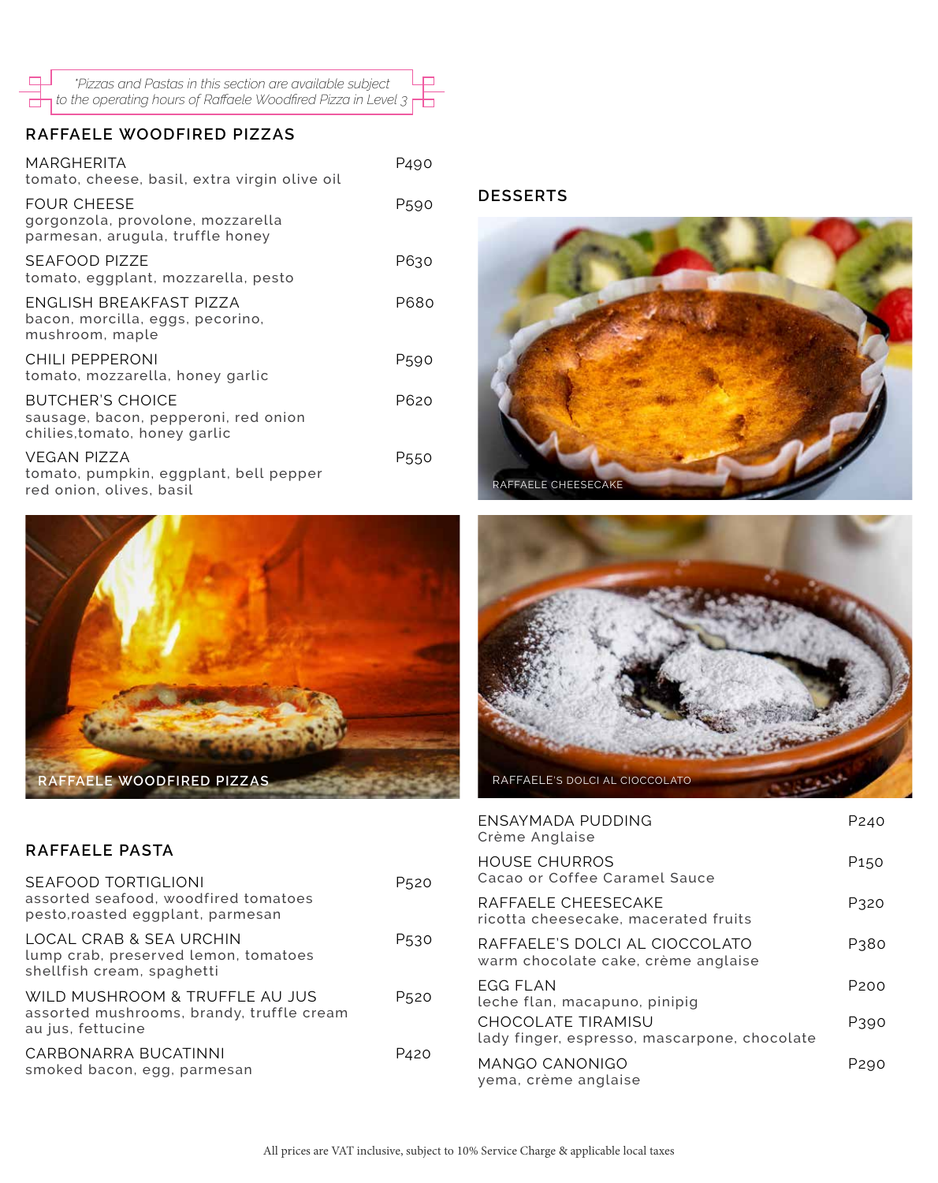*\*Pizzas and Pastas in this section are available subject to the operating hours of Raffaele Woodfired Pizza in Level 3*

## RAFFAELE WOODFIRED PIZZAS

MARGHERITA — P490
tomato, cheese, basil, extra virgin olive oil

FOUR CHEESE — P590
gorgonzola, provolone, mozzarella parmesan, arugula, truffle honey

SEAFOOD PIZZE — P630
tomato, eggplant, mozzarella, pesto

ENGLISH BREAKFAST PIZZA — P680
bacon, morcilla, eggs, pecorino, mushroom, maple

CHILI PEPPERONI — P590
tomato, mozzarella, honey garlic

BUTCHER'S CHOICE — P620
sausage, bacon, pepperoni, red onion chilies,tomato, honey garlic

VEGAN PIZZA — P550
tomato, pumpkin, eggplant, bell pepper red onion, olives, basil

RAFFAELE WOODFIRED PIZZAS

## RAFFAELE PASTA

SEAFOOD TORTIGLIONI — P520
assorted seafood, woodfired tomatoes pesto,roasted eggplant, parmesan

LOCAL CRAB & SEA URCHIN — P530
lump crab, preserved lemon, tomatoes shellfish cream, spaghetti

WILD MUSHROOM & TRUFFLE AU JUS — P520
assorted mushrooms, brandy, truffle cream au jus, fettucine

CARBONARRA BUCATINNI — P420
smoked bacon, egg, parmesan

## DESSERTS

RAFFAELE CHEESECAKE

RAFFAELE'S DOLCI AL CIOCCOLATO

ENSAYMADA PUDDING — P240
Crème Anglaise

HOUSE CHURROS — P150
Cacao or Coffee Caramel Sauce

RAFFAELE CHEESECAKE — P320
ricotta cheesecake, macerated fruits

RAFFAELE'S DOLCI AL CIOCCOLATO — P380
warm chocolate cake, crème anglaise

EGG FLAN — P200
leche flan, macapuno, pinipig

CHOCOLATE TIRAMISU — P390
lady finger, espresso, mascarpone, chocolate

MANGO CANONIGO — P290
yema, crème anglaise

All prices are VAT inclusive, subject to 10% Service Charge & applicable local taxes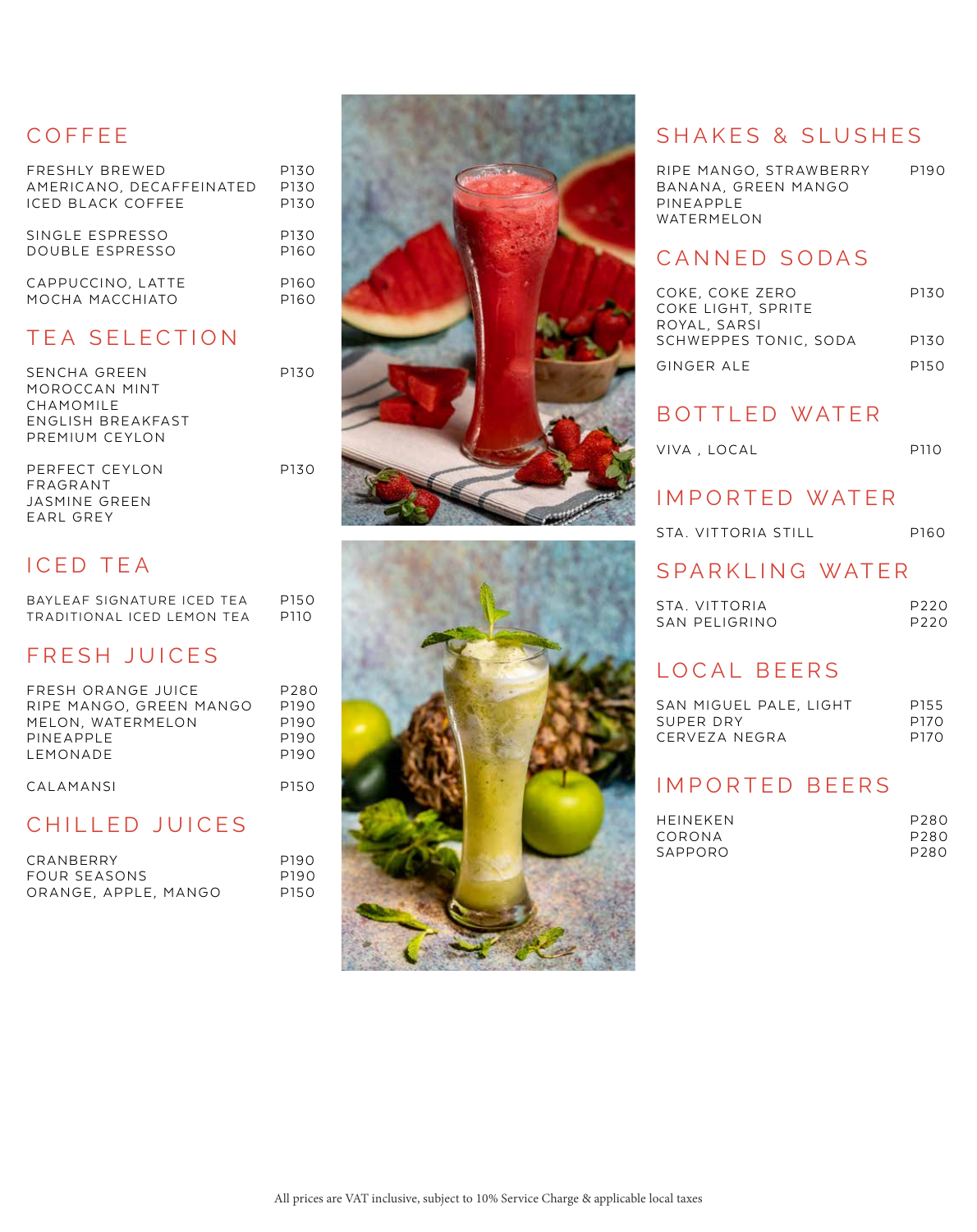## COFFEE

| | |
|---|---|
| FRESHLY BREWED | P130 |
| AMERICANO, DECAFFEINATED | P130 |
| ICED BLACK COFFEE | P130 |
| SINGLE ESPRESSO | P130 |
| DOUBLE ESPRESSO | P160 |
| CAPPUCCINO, LATTE | P160 |
| MOCHA MACCHIATO | P160 |

## TEA SELECTION

| | |
|---|---|
| SENCHA GREEN<br>MOROCCAN MINT<br>CHAMOMILE<br>ENGLISH BREAKFAST<br>PREMIUM CEYLON | P130 |
| PERFECT CEYLON<br>FRAGRANT<br>JASMINE GREEN<br>EARL GREY | P130 |

## ICED TEA

| | |
|---|---|
| BAYLEAF SIGNATURE ICED TEA | P150 |
| TRADITIONAL ICED LEMON TEA | P110 |

## FRESH JUICES

| | |
|---|---|
| FRESH ORANGE JUICE | P280 |
| RIPE MANGO, GREEN MANGO | P190 |
| MELON, WATERMELON | P190 |
| PINEAPPLE | P190 |
| LEMONADE | P190 |
| CALAMANSI | P150 |

## CHILLED JUICES

| | |
|---|---|
| CRANBERRY | P190 |
| FOUR SEASONS | P190 |
| ORANGE, APPLE, MANGO | P150 |

## SHAKES & SLUSHES

| | |
|---|---|
| RIPE MANGO, STRAWBERRY<br>BANANA, GREEN MANGO<br>PINEAPPLE<br>WATERMELON | P190 |

## CANNED SODAS

| | |
|---|---|
| COKE, COKE ZERO<br>COKE LIGHT, SPRITE<br>ROYAL, SARSI | P130 |
| SCHWEPPES TONIC, SODA | P130 |
| GINGER ALE | P150 |

## BOTTLED WATER

| | |
|---|---|
| VIVA , LOCAL | P110 |

## IMPORTED WATER

| | |
|---|---|
| STA. VITTORIA STILL | P160 |

## SPARKLING WATER

| | |
|---|---|
| STA. VITTORIA | P220 |
| SAN PELIGRINO | P220 |

## LOCAL BEERS

| | |
|---|---|
| SAN MIGUEL PALE, LIGHT | P155 |
| SUPER DRY | P170 |
| CERVEZA NEGRA | P170 |

## IMPORTED BEERS

| | |
|---|---|
| HEINEKEN | P280 |
| CORONA | P280 |
| SAPPORO | P280 |

All prices are VAT inclusive, subject to 10% Service Charge & applicable local taxes